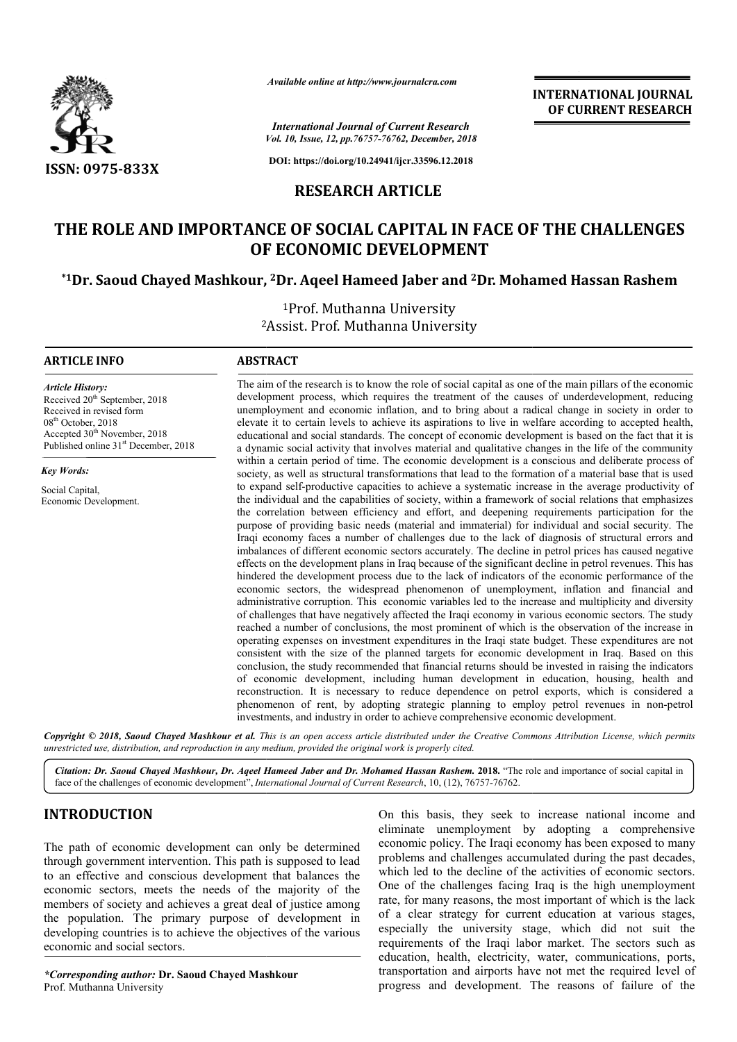# RESEARCH ARTICLE

# THE ROLE AND IMPORTANCE OF SOCIAL CAPITAL IN FACE OF THE CHALLENGES OF ECONOMIC DEVELOPMENT

**[*1]Dr. Saoud Chayed Mashkour, [2]Dr. Aqeel Hameed Jaber and [2]Dr. Mohamed Hassan Rashem**

[1]Prof. Muthanna University
[2]Assist. Prof. Muthanna University

## ARTICLE INFO

*Article History:*
Received 20th September, 2018
Received in revised form
08th October, 2018
Accepted 30th November, 2018
Published online 31st December, 2018

*Key Words:*
Social Capital,
Economic Development.

## ABSTRACT

The aim of the research is to know the role of social capital as one of the main pillars of the economic development process, which requires the treatment of the causes of underdevelopment, reducing unemployment and economic inflation, and to bring about a radical change in society in order to elevate it to certain levels to achieve its aspirations to live in welfare according to accepted health, educational and social standards. The concept of economic development is based on the fact that it is a dynamic social activity that involves material and qualitative changes in the life of the community within a certain period of time. The economic development is a conscious and deliberate process of society, as well as structural transformations that lead to the formation of a material base that is used to expand self-productive capacities to achieve a systematic increase in the average productivity of the individual and the capabilities of society, within a framework of social relations that emphasizes the correlation between efficiency and effort, and deepening requirements participation for the purpose of providing basic needs (material and immaterial) for individual and social security. The Iraqi economy faces a number of challenges due to the lack of diagnosis of structural errors and imbalances of different economic sectors accurately. The decline in petrol prices has caused negative effects on the development plans in Iraq because of the significant decline in petrol revenues. This has hindered the development process due to the lack of indicators of the economic performance of the economic sectors, the widespread phenomenon of unemployment, inflation and financial and administrative corruption. This economic variables led to the increase and multiplicity and diversity of challenges that have negatively affected the Iraqi economy in various economic sectors. The study reached a number of conclusions, the most prominent of which is the observation of the increase in operating expenses on investment expenditures in the Iraqi state budget. These expenditures are not consistent with the size of the planned targets for economic development in Iraq. Based on this conclusion, the study recommended that financial returns should be invested in raising the indicators of economic development, including human development in education, housing, health and reconstruction. It is necessary to reduce dependence on petrol exports, which is considered a phenomenon of rent, by adopting strategic planning to employ petrol revenues in non-petrol investments, and industry in order to achieve comprehensive economic development.

*Copyright © 2018, Saoud Chayed Mashkour et al. This is an open access article distributed under the Creative Commons Attribution License, which permits unrestricted use, distribution, and reproduction in any medium, provided the original work is properly cited.*

**Citation: Dr. Saoud Chayed Mashkour, Dr. Aqeel Hameed Jaber and Dr. Mohamed Hassan Rashem. 2018.** "The role and importance of social capital in face of the challenges of economic development", *International Journal of Current Research*, 10, (12), 76757-76762.

## INTRODUCTION

The path of economic development can only be determined through government intervention. This path is supposed to lead to an effective and conscious development that balances the economic sectors, meets the needs of the majority of the members of society and achieves a great deal of justice among the population. The primary purpose of development in developing countries is to achieve the objectives of the various economic and social sectors. On this basis, they seek to increase national income and eliminate unemployment by adopting a comprehensive economic policy. The Iraqi economy has been exposed to many problems and challenges accumulated during the past decades, which led to the decline of the activities of economic sectors. One of the challenges facing Iraq is the high unemployment rate, for many reasons, the most important of which is the lack of a clear strategy for current education at various stages, especially the university stage, which did not suit the requirements of the Iraqi labor market. The sectors such as education, health, electricity, water, communications, ports, transportation and airports have not met the required level of progress and development. The reasons of failure of the

**\*Corresponding author:** **Dr. Saoud Chayed Mashkour**
Prof. Muthanna University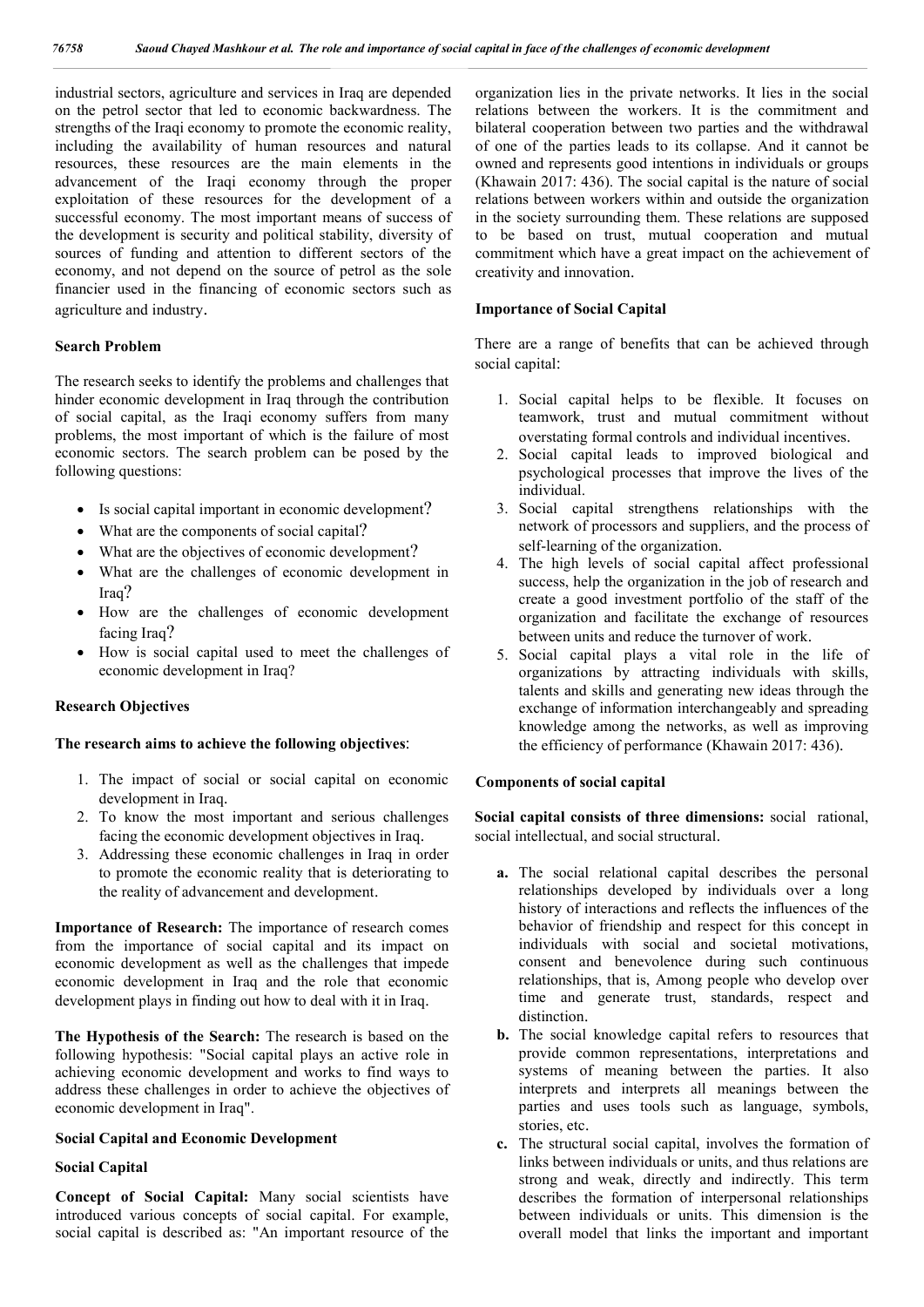industrial sectors, agriculture and services in Iraq are depended on the petrol sector that led to economic backwardness. The strengths of the Iraqi economy to promote the economic reality, including the availability of human resources and natural resources, these resources are the main elements in the advancement of the Iraqi economy through the proper exploitation of these resources for the development of a successful economy. The most important means of success of the development is security and political stability, diversity of sources of funding and attention to different sectors of the economy, and not depend on the source of petrol as the sole financier used in the financing of economic sectors such as agriculture and industry.

### Search Problem

The research seeks to identify the problems and challenges that hinder economic development in Iraq through the contribution of social capital, as the Iraqi economy suffers from many problems, the most important of which is the failure of most economic sectors. The search problem can be posed by the following questions:

- Is social capital important in economic development?
- What are the components of social capital?
- What are the objectives of economic development?
- What are the challenges of economic development in Iraq?
- How are the challenges of economic development facing Iraq?
- How is social capital used to meet the challenges of economic development in Iraq?

### Research Objectives

**The research aims to achieve the following objectives**:

1. The impact of social or social capital on economic development in Iraq.
2. To know the most important and serious challenges facing the economic development objectives in Iraq.
3. Addressing these economic challenges in Iraq in order to promote the economic reality that is deteriorating to the reality of advancement and development.

**Importance of Research:** The importance of research comes from the importance of social capital and its impact on economic development as well as the challenges that impede economic development in Iraq and the role that economic development plays in finding out how to deal with it in Iraq.

**The Hypothesis of the Search:** The research is based on the following hypothesis: "Social capital plays an active role in achieving economic development and works to find ways to address these challenges in order to achieve the objectives of economic development in Iraq".

### Social Capital and Economic Development

### Social Capital

**Concept of Social Capital:** Many social scientists have introduced various concepts of social capital. For example, social capital is described as: "An important resource of the organization lies in the private networks. It lies in the social relations between the workers. It is the commitment and bilateral cooperation between two parties and the withdrawal of one of the parties leads to its collapse. And it cannot be owned and represents good intentions in individuals or groups (Khawain 2017: 436). The social capital is the nature of social relations between workers within and outside the organization in the society surrounding them. These relations are supposed to be based on trust, mutual cooperation and mutual commitment which have a great impact on the achievement of creativity and innovation.

### Importance of Social Capital

There are a range of benefits that can be achieved through social capital:

1. Social capital helps to be flexible. It focuses on teamwork, trust and mutual commitment without overstating formal controls and individual incentives.
2. Social capital leads to improved biological and psychological processes that improve the lives of the individual.
3. Social capital strengthens relationships with the network of processors and suppliers, and the process of self-learning of the organization.
4. The high levels of social capital affect professional success, help the organization in the job of research and create a good investment portfolio of the staff of the organization and facilitate the exchange of resources between units and reduce the turnover of work.
5. Social capital plays a vital role in the life of organizations by attracting individuals with skills, talents and skills and generating new ideas through the exchange of information interchangeably and spreading knowledge among the networks, as well as improving the efficiency of performance (Khawain 2017: 436).

### Components of social capital

**Social capital consists of three dimensions:** social rational, social intellectual, and social structural.

**a.** The social relational capital describes the personal relationships developed by individuals over a long history of interactions and reflects the influences of the behavior of friendship and respect for this concept in individuals with social and societal motivations, consent and benevolence during such continuous relationships, that is, Among people who develop over time and generate trust, standards, respect and distinction.

**b.** The social knowledge capital refers to resources that provide common representations, interpretations and systems of meaning between the parties. It also interprets and interprets all meanings between the parties and uses tools such as language, symbols, stories, etc.

**c.** The structural social capital, involves the formation of links between individuals or units, and thus relations are strong and weak, directly and indirectly. This term describes the formation of interpersonal relationships between individuals or units. This dimension is the overall model that links the important and important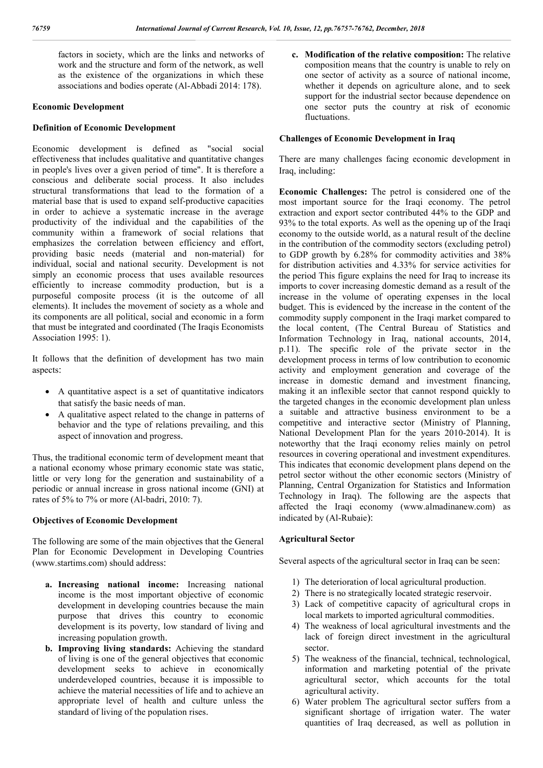factors in society, which are the links and networks of work and the structure and form of the network, as well as the existence of the organizations in which these associations and bodies operate (Al-Abbadi 2014: 178).

## Economic Development

### Definition of Economic Development

Economic development is defined as "social social effectiveness that includes qualitative and quantitative changes in people's lives over a given period of time". It is therefore a conscious and deliberate social process. It also includes structural transformations that lead to the formation of a material base that is used to expand self-productive capacities in order to achieve a systematic increase in the average productivity of the individual and the capabilities of the community within a framework of social relations that emphasizes the correlation between efficiency and effort, providing basic needs (material and non-material) for individual, social and national security. Development is not simply an economic process that uses available resources efficiently to increase commodity production, but is a purposeful composite process (it is the outcome of all elements). It includes the movement of society as a whole and its components are all political, social and economic in a form that must be integrated and coordinated (The Iraqis Economists Association 1995: 1).

It follows that the definition of development has two main aspects:

- A quantitative aspect is a set of quantitative indicators that satisfy the basic needs of man.
- A qualitative aspect related to the change in patterns of behavior and the type of relations prevailing, and this aspect of innovation and progress.

Thus, the traditional economic term of development meant that a national economy whose primary economic state was static, little or very long for the generation and sustainability of a periodic or annual increase in gross national income (GNI) at rates of 5% to 7% or more (Al-badri, 2010: 7).

### Objectives of Economic Development

The following are some of the main objectives that the General Plan for Economic Development in Developing Countries (www.startims.com) should address:

a. **Increasing national income:** Increasing national income is the most important objective of economic development in developing countries because the main purpose that drives this country to economic development is its poverty, low standard of living and increasing population growth.
b. **Improving living standards:** Achieving the standard of living is one of the general objectives that economic development seeks to achieve in economically underdeveloped countries, because it is impossible to achieve the material necessities of life and to achieve an appropriate level of health and culture unless the standard of living of the population rises.
c. **Modification of the relative composition:** The relative composition means that the country is unable to rely on one sector of activity as a source of national income, whether it depends on agriculture alone, and to seek support for the industrial sector because dependence on one sector puts the country at risk of economic fluctuations.

### Challenges of Economic Development in Iraq

There are many challenges facing economic development in Iraq, including:

**Economic Challenges:** The petrol is considered one of the most important source for the Iraqi economy. The petrol extraction and export sector contributed 44% to the GDP and 93% to the total exports. As well as the opening up of the Iraqi economy to the outside world, as a natural result of the decline in the contribution of the commodity sectors (excluding petrol) to GDP growth by 6.28% for commodity activities and 38% for distribution activities and 4.33% for service activities for the period This figure explains the need for Iraq to increase its imports to cover increasing domestic demand as a result of the increase in the volume of operating expenses in the local budget. This is evidenced by the increase in the content of the commodity supply component in the Iraqi market compared to the local content, (The Central Bureau of Statistics and Information Technology in Iraq, national accounts, 2014, p.11). The specific role of the private sector in the development process in terms of low contribution to economic activity and employment generation and coverage of the increase in domestic demand and investment financing, making it an inflexible sector that cannot respond quickly to the targeted changes in the economic development plan unless a suitable and attractive business environment to be a competitive and interactive sector (Ministry of Planning, National Development Plan for the years 2010-2014). It is noteworthy that the Iraqi economy relies mainly on petrol resources in covering operational and investment expenditures. This indicates that economic development plans depend on the petrol sector without the other economic sectors (Ministry of Planning, Central Organization for Statistics and Information Technology in Iraq). The following are the aspects that affected the Iraqi economy (www.almadinanew.com) as indicated by (Al-Rubaie):

### Agricultural Sector

Several aspects of the agricultural sector in Iraq can be seen:

1) The deterioration of local agricultural production.
2) There is no strategically located strategic reservoir.
3) Lack of competitive capacity of agricultural crops in local markets to imported agricultural commodities.
4) The weakness of local agricultural investments and the lack of foreign direct investment in the agricultural sector.
5) The weakness of the financial, technical, technological, information and marketing potential of the private agricultural sector, which accounts for the total agricultural activity.
6) Water problem The agricultural sector suffers from a significant shortage of irrigation water. The water quantities of Iraq decreased, as well as pollution in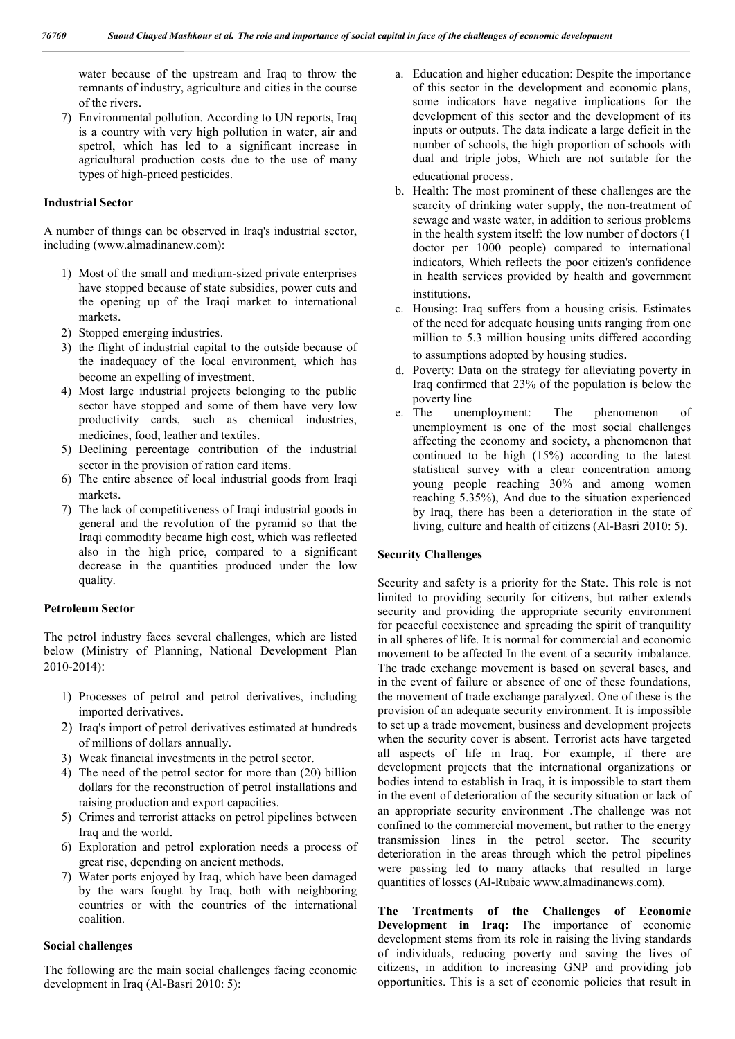water because of the upstream and Iraq to throw the remnants of industry, agriculture and cities in the course of the rivers.

7) Environmental pollution. According to UN reports, Iraq is a country with very high pollution in water, air and spetrol, which has led to a significant increase in agricultural production costs due to the use of many types of high-priced pesticides.

### Industrial Sector

A number of things can be observed in Iraq's industrial sector, including (www.almadinanew.com):

1) Most of the small and medium-sized private enterprises have stopped because of state subsidies, power cuts and the opening up of the Iraqi market to international markets.
2) Stopped emerging industries.
3) the flight of industrial capital to the outside because of the inadequacy of the local environment, which has become an expelling of investment.
4) Most large industrial projects belonging to the public sector have stopped and some of them have very low productivity cards, such as chemical industries, medicines, food, leather and textiles.
5) Declining percentage contribution of the industrial sector in the provision of ration card items.
6) The entire absence of local industrial goods from Iraqi markets.
7) The lack of competitiveness of Iraqi industrial goods in general and the revolution of the pyramid so that the Iraqi commodity became high cost, which was reflected also in the high price, compared to a significant decrease in the quantities produced under the low quality.

### Petroleum Sector

The petrol industry faces several challenges, which are listed below (Ministry of Planning, National Development Plan 2010-2014):

1) Processes of petrol and petrol derivatives, including imported derivatives.
2) Iraq's import of petrol derivatives estimated at hundreds of millions of dollars annually.
3) Weak financial investments in the petrol sector.
4) The need of the petrol sector for more than (20) billion dollars for the reconstruction of petrol installations and raising production and export capacities.
5) Crimes and terrorist attacks on petrol pipelines between Iraq and the world.
6) Exploration and petrol exploration needs a process of great rise, depending on ancient methods.
7) Water ports enjoyed by Iraq, which have been damaged by the wars fought by Iraq, both with neighboring countries or with the countries of the international coalition.

### Social challenges

The following are the main social challenges facing economic development in Iraq (Al-Basri 2010: 5):

a. Education and higher education: Despite the importance of this sector in the development and economic plans, some indicators have negative implications for the development of this sector and the development of its inputs or outputs. The data indicate a large deficit in the number of schools, the high proportion of schools with dual and triple jobs, Which are not suitable for the educational process.
b. Health: The most prominent of these challenges are the scarcity of drinking water supply, the non-treatment of sewage and waste water, in addition to serious problems in the health system itself: the low number of doctors (1 doctor per 1000 people) compared to international indicators, Which reflects the poor citizen's confidence in health services provided by health and government institutions.
c. Housing: Iraq suffers from a housing crisis. Estimates of the need for adequate housing units ranging from one million to 5.3 million housing units differed according to assumptions adopted by housing studies.
d. Poverty: Data on the strategy for alleviating poverty in Iraq confirmed that 23% of the population is below the poverty line
e. The unemployment: The phenomenon of unemployment is one of the most social challenges affecting the economy and society, a phenomenon that continued to be high (15%) according to the latest statistical survey with a clear concentration among young people reaching 30% and among women reaching 5.35%), And due to the situation experienced by Iraq, there has been a deterioration in the state of living, culture and health of citizens (Al-Basri 2010: 5).

### Security Challenges

Security and safety is a priority for the State. This role is not limited to providing security for citizens, but rather extends security and providing the appropriate security environment for peaceful coexistence and spreading the spirit of tranquility in all spheres of life. It is normal for commercial and economic movement to be affected In the event of a security imbalance. The trade exchange movement is based on several bases, and in the event of failure or absence of one of these foundations, the movement of trade exchange paralyzed. One of these is the provision of an adequate security environment. It is impossible to set up a trade movement, business and development projects when the security cover is absent. Terrorist acts have targeted all aspects of life in Iraq. For example, if there are development projects that the international organizations or bodies intend to establish in Iraq, it is impossible to start them in the event of deterioration of the security situation or lack of an appropriate security environment .The challenge was not confined to the commercial movement, but rather to the energy transmission lines in the petrol sector. The security deterioration in the areas through which the petrol pipelines were passing led to many attacks that resulted in large quantities of losses (Al-Rubaie www.almadinanews.com).

**The Treatments of the Challenges of Economic Development in Iraq:** The importance of economic development stems from its role in raising the living standards of individuals, reducing poverty and saving the lives of citizens, in addition to increasing GNP and providing job opportunities. This is a set of economic policies that result in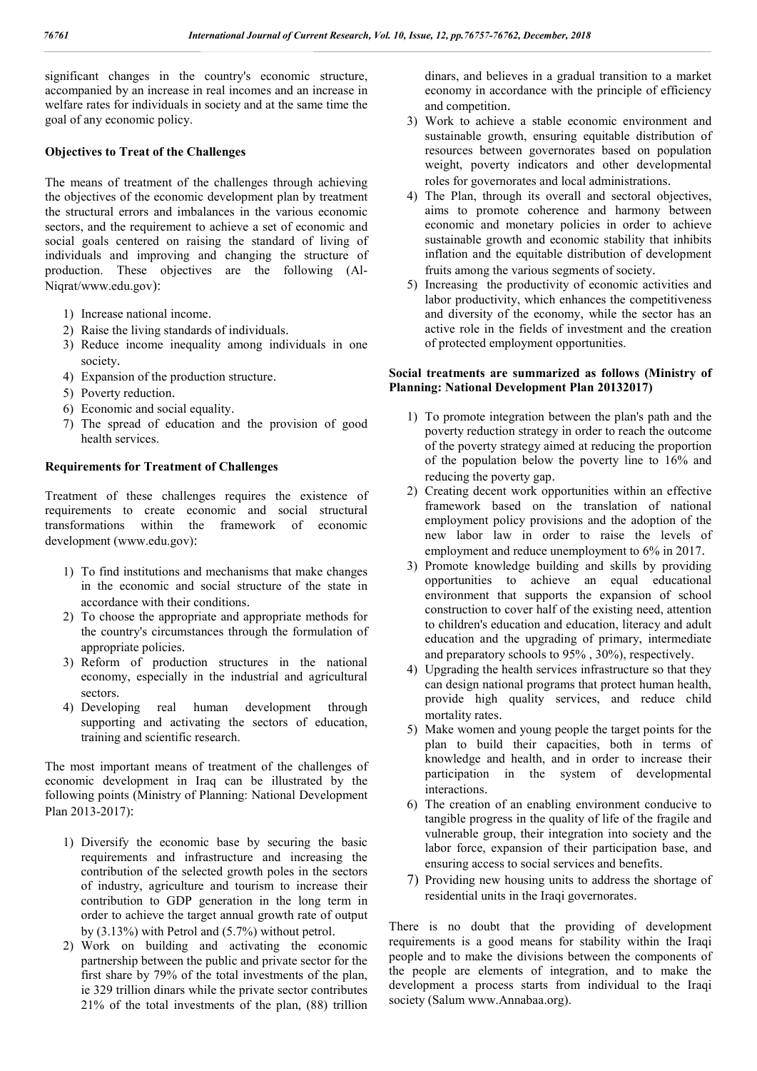significant changes in the country's economic structure, accompanied by an increase in real incomes and an increase in welfare rates for individuals in society and at the same time the goal of any economic policy.

**Objectives to Treat of the Challenges**

The means of treatment of the challenges through achieving the objectives of the economic development plan by treatment the structural errors and imbalances in the various economic sectors, and the requirement to achieve a set of economic and social goals centered on raising the standard of living of individuals and improving and changing the structure of production. These objectives are the following (Al-Niqrat/www.edu.gov):

1) Increase national income.
2) Raise the living standards of individuals.
3) Reduce income inequality among individuals in one society.
4) Expansion of the production structure.
5) Poverty reduction.
6) Economic and social equality.
7) The spread of education and the provision of good health services.

**Requirements for Treatment of Challenges**

Treatment of these challenges requires the existence of requirements to create economic and social structural transformations within the framework of economic development (www.edu.gov):

1) To find institutions and mechanisms that make changes in the economic and social structure of the state in accordance with their conditions.
2) To choose the appropriate and appropriate methods for the country's circumstances through the formulation of appropriate policies.
3) Reform of production structures in the national economy, especially in the industrial and agricultural sectors.
4) Developing real human development through supporting and activating the sectors of education, training and scientific research.

The most important means of treatment of the challenges of economic development in Iraq can be illustrated by the following points (Ministry of Planning: National Development Plan 2013-2017):

1) Diversify the economic base by securing the basic requirements and infrastructure and increasing the contribution of the selected growth poles in the sectors of industry, agriculture and tourism to increase their contribution to GDP generation in the long term in order to achieve the target annual growth rate of output by (3.13%) with Petrol and (5.7%) without petrol.
2) Work on building and activating the economic partnership between the public and private sector for the first share by 79% of the total investments of the plan, ie 329 trillion dinars while the private sector contributes 21% of the total investments of the plan, (88) trillion dinars, and believes in a gradual transition to a market economy in accordance with the principle of efficiency and competition.
3) Work to achieve a stable economic environment and sustainable growth, ensuring equitable distribution of resources between governorates based on population weight, poverty indicators and other developmental roles for governorates and local administrations.
4) The Plan, through its overall and sectoral objectives, aims to promote coherence and harmony between economic and monetary policies in order to achieve sustainable growth and economic stability that inhibits inflation and the equitable distribution of development fruits among the various segments of society.
5) Increasing the productivity of economic activities and labor productivity, which enhances the competitiveness and diversity of the economy, while the sector has an active role in the fields of investment and the creation of protected employment opportunities.

**Social treatments are summarized as follows (Ministry of Planning: National Development Plan 20132017)**

1) To promote integration between the plan's path and the poverty reduction strategy in order to reach the outcome of the poverty strategy aimed at reducing the proportion of the population below the poverty line to 16% and reducing the poverty gap.
2) Creating decent work opportunities within an effective framework based on the translation of national employment policy provisions and the adoption of the new labor law in order to raise the levels of employment and reduce unemployment to 6% in 2017.
3) Promote knowledge building and skills by providing opportunities to achieve an equal educational environment that supports the expansion of school construction to cover half of the existing need, attention to children's education and education, literacy and adult education and the upgrading of primary, intermediate and preparatory schools to 95% , 30%), respectively.
4) Upgrading the health services infrastructure so that they can design national programs that protect human health, provide high quality services, and reduce child mortality rates.
5) Make women and young people the target points for the plan to build their capacities, both in terms of knowledge and health, and in order to increase their participation in the system of developmental interactions.
6) The creation of an enabling environment conducive to tangible progress in the quality of life of the fragile and vulnerable group, their integration into society and the labor force, expansion of their participation base, and ensuring access to social services and benefits.
7) Providing new housing units to address the shortage of residential units in the Iraqi governorates.

There is no doubt that the providing of development requirements is a good means for stability within the Iraqi people and to make the divisions between the components of the people are elements of integration, and to make the development a process starts from individual to the Iraqi society (Salum www.Annabaa.org).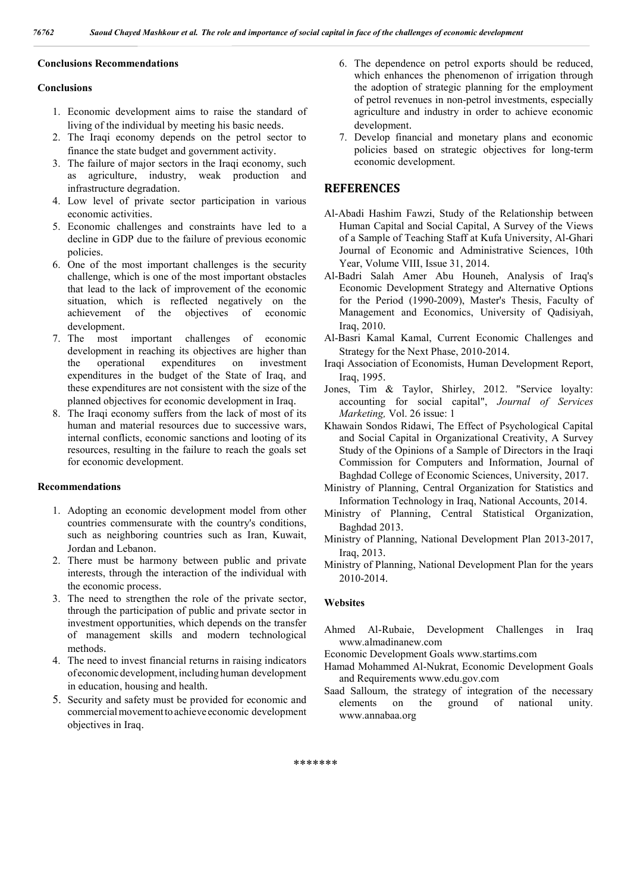## Conclusions Recommendations

### Conclusions

1. Economic development aims to raise the standard of living of the individual by meeting his basic needs.
2. The Iraqi economy depends on the petrol sector to finance the state budget and government activity.
3. The failure of major sectors in the Iraqi economy, such as agriculture, industry, weak production and infrastructure degradation.
4. Low level of private sector participation in various economic activities.
5. Economic challenges and constraints have led to a decline in GDP due to the failure of previous economic policies.
6. One of the most important challenges is the security challenge, which is one of the most important obstacles that lead to the lack of improvement of the economic situation, which is reflected negatively on the achievement of the objectives of economic development.
7. The most important challenges of economic development in reaching its objectives are higher than the operational expenditures on investment expenditures in the budget of the State of Iraq, and these expenditures are not consistent with the size of the planned objectives for economic development in Iraq.
8. The Iraqi economy suffers from the lack of most of its human and material resources due to successive wars, internal conflicts, economic sanctions and looting of its resources, resulting in the failure to reach the goals set for economic development.

### Recommendations

1. Adopting an economic development model from other countries commensurate with the country's conditions, such as neighboring countries such as Iran, Kuwait, Jordan and Lebanon.
2. There must be harmony between public and private interests, through the interaction of the individual with the economic process.
3. The need to strengthen the role of the private sector, through the participation of public and private sector in investment opportunities, which depends on the transfer of management skills and modern technological methods.
4. The need to invest financial returns in raising indicators of economic development, including human development in education, housing and health.
5. Security and safety must be provided for economic and commercial movement to achieve economic development objectives in Iraq.
6. The dependence on petrol exports should be reduced, which enhances the phenomenon of irrigation through the adoption of strategic planning for the employment of petrol revenues in non-petrol investments, especially agriculture and industry in order to achieve economic development.
7. Develop financial and monetary plans and economic policies based on strategic objectives for long-term economic development.

## REFERENCES

Al-Abadi Hashim Fawzi, Study of the Relationship between Human Capital and Social Capital, A Survey of the Views of a Sample of Teaching Staff at Kufa University, Al-Ghari Journal of Economic and Administrative Sciences, 10th Year, Volume VIII, Issue 31, 2014.

Al-Badri Salah Amer Abu Houneh, Analysis of Iraq's Economic Development Strategy and Alternative Options for the Period (1990-2009), Master's Thesis, Faculty of Management and Economics, University of Qadisiyah, Iraq, 2010.

Al-Basri Kamal Kamal, Current Economic Challenges and Strategy for the Next Phase, 2010-2014.

Iraqi Association of Economists, Human Development Report, Iraq, 1995.

Jones, Tim & Taylor, Shirley, 2012. "Service loyalty: accounting for social capital", *Journal of Services Marketing,* Vol. 26 issue: 1

Khawain Sondos Ridawi, The Effect of Psychological Capital and Social Capital in Organizational Creativity, A Survey Study of the Opinions of a Sample of Directors in the Iraqi Commission for Computers and Information, Journal of Baghdad College of Economic Sciences, University, 2017.

Ministry of Planning, Central Organization for Statistics and Information Technology in Iraq, National Accounts, 2014.

Ministry of Planning, Central Statistical Organization, Baghdad 2013.

Ministry of Planning, National Development Plan 2013-2017, Iraq, 2013.

Ministry of Planning, National Development Plan for the years 2010-2014.

### Websites

Ahmed Al-Rubaie, Development Challenges in Iraq www.almadinanew.com

Economic Development Goals www.startims.com

Hamad Mohammed Al-Nukrat, Economic Development Goals and Requirements www.edu.gov.com

Saad Salloum, the strategy of integration of the necessary elements on the ground of national unity. www.annabaa.org

*******